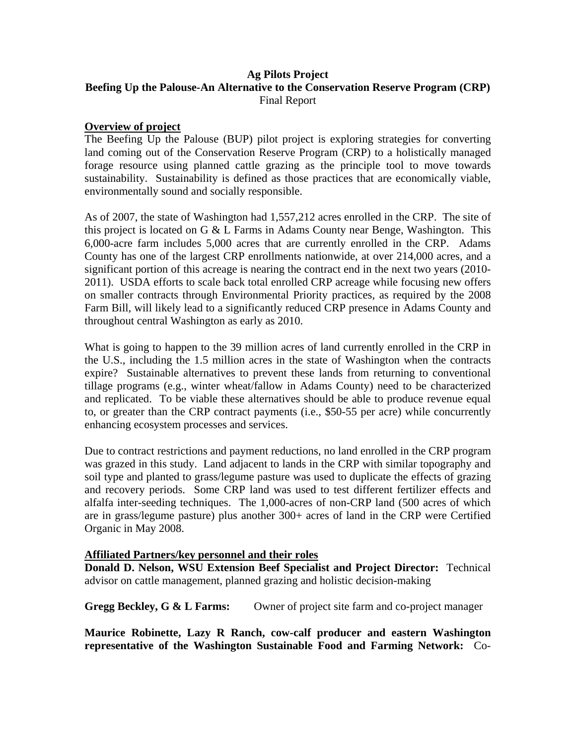**Ag Pilots Project**

**Beefing Up the Palouse-An Alternative to the Conservation Reserve Program (CRP)**

Final Report

## Overview of project

The Beefing Up the Palouse (BUP) pilot project is exploring strategies for converting land coming out of the Conservation Reserve Program (CRP) to a holistically managed forage resource using planned cattle grazing as the principle tool to move towards sustainability. Sustainability is defined as those practices that are economically viable, environmentally sound and socially responsible.

As of 2007, the state of Washington had 1,557,212 acres enrolled in the CRP. The site of this project is located on G & L Farms in Adams County near Benge, Washington. This 6,000-acre farm includes 5,000 acres that are currently enrolled in the CRP. Adams County has one of the largest CRP enrollments nationwide, at over 214,000 acres, and a significant portion of this acreage is nearing the contract end in the next two years (2010-2011). USDA efforts to scale back total enrolled CRP acreage while focusing new offers on smaller contracts through Environmental Priority practices, as required by the 2008 Farm Bill, will likely lead to a significantly reduced CRP presence in Adams County and throughout central Washington as early as 2010.

What is going to happen to the 39 million acres of land currently enrolled in the CRP in the U.S., including the 1.5 million acres in the state of Washington when the contracts expire? Sustainable alternatives to prevent these lands from returning to conventional tillage programs (e.g., winter wheat/fallow in Adams County) need to be characterized and replicated. To be viable these alternatives should be able to produce revenue equal to, or greater than the CRP contract payments (i.e., $50-55 per acre) while concurrently enhancing ecosystem processes and services.

Due to contract restrictions and payment reductions, no land enrolled in the CRP program was grazed in this study. Land adjacent to lands in the CRP with similar topography and soil type and planted to grass/legume pasture was used to duplicate the effects of grazing and recovery periods. Some CRP land was used to test different fertilizer effects and alfalfa inter-seeding techniques. The 1,000-acres of non-CRP land (500 acres of which are in grass/legume pasture) plus another 300+ acres of land in the CRP were Certified Organic in May 2008.

## Affiliated Partners/key personnel and their roles

**Donald D. Nelson, WSU Extension Beef Specialist and Project Director:** Technical advisor on cattle management, planned grazing and holistic decision-making

**Gregg Beckley, G & L Farms:** Owner of project site farm and co-project manager

**Maurice Robinette, Lazy R Ranch, cow-calf producer and eastern Washington representative of the Washington Sustainable Food and Farming Network:** Co-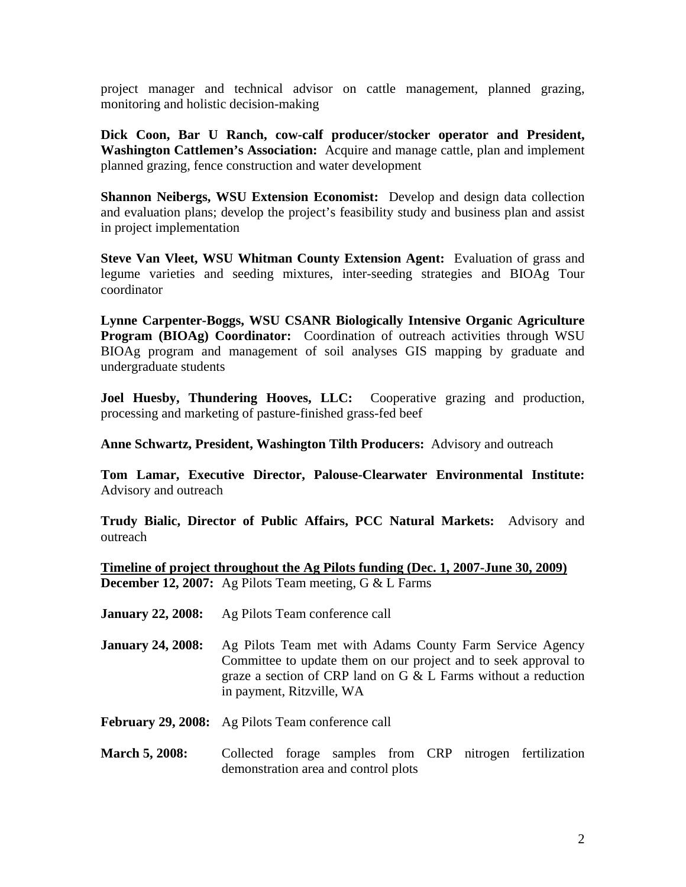project manager and technical advisor on cattle management, planned grazing, monitoring and holistic decision-making

**Dick Coon, Bar U Ranch, cow-calf producer/stocker operator and President, Washington Cattlemen's Association:** Acquire and manage cattle, plan and implement planned grazing, fence construction and water development

**Shannon Neibergs, WSU Extension Economist:** Develop and design data collection and evaluation plans; develop the project's feasibility study and business plan and assist in project implementation

**Steve Van Vleet, WSU Whitman County Extension Agent:** Evaluation of grass and legume varieties and seeding mixtures, inter-seeding strategies and BIOAg Tour coordinator

**Lynne Carpenter-Boggs, WSU CSANR Biologically Intensive Organic Agriculture Program (BIOAg) Coordinator:** Coordination of outreach activities through WSU BIOAg program and management of soil analyses GIS mapping by graduate and undergraduate students

**Joel Huesby, Thundering Hooves, LLC:** Cooperative grazing and production, processing and marketing of pasture-finished grass-fed beef

**Anne Schwartz, President, Washington Tilth Producers:** Advisory and outreach

**Tom Lamar, Executive Director, Palouse-Clearwater Environmental Institute:** Advisory and outreach

**Trudy Bialic, Director of Public Affairs, PCC Natural Markets:** Advisory and outreach

**Timeline of project throughout the Ag Pilots funding (Dec. 1, 2007-June 30, 2009)**

**December 12, 2007:** Ag Pilots Team meeting, G & L Farms

**January 22, 2008:** Ag Pilots Team conference call

**January 24, 2008:** Ag Pilots Team met with Adams County Farm Service Agency Committee to update them on our project and to seek approval to graze a section of CRP land on G & L Farms without a reduction in payment, Ritzville, WA

**February 29, 2008:** Ag Pilots Team conference call

**March 5, 2008:** Collected forage samples from CRP nitrogen fertilization demonstration area and control plots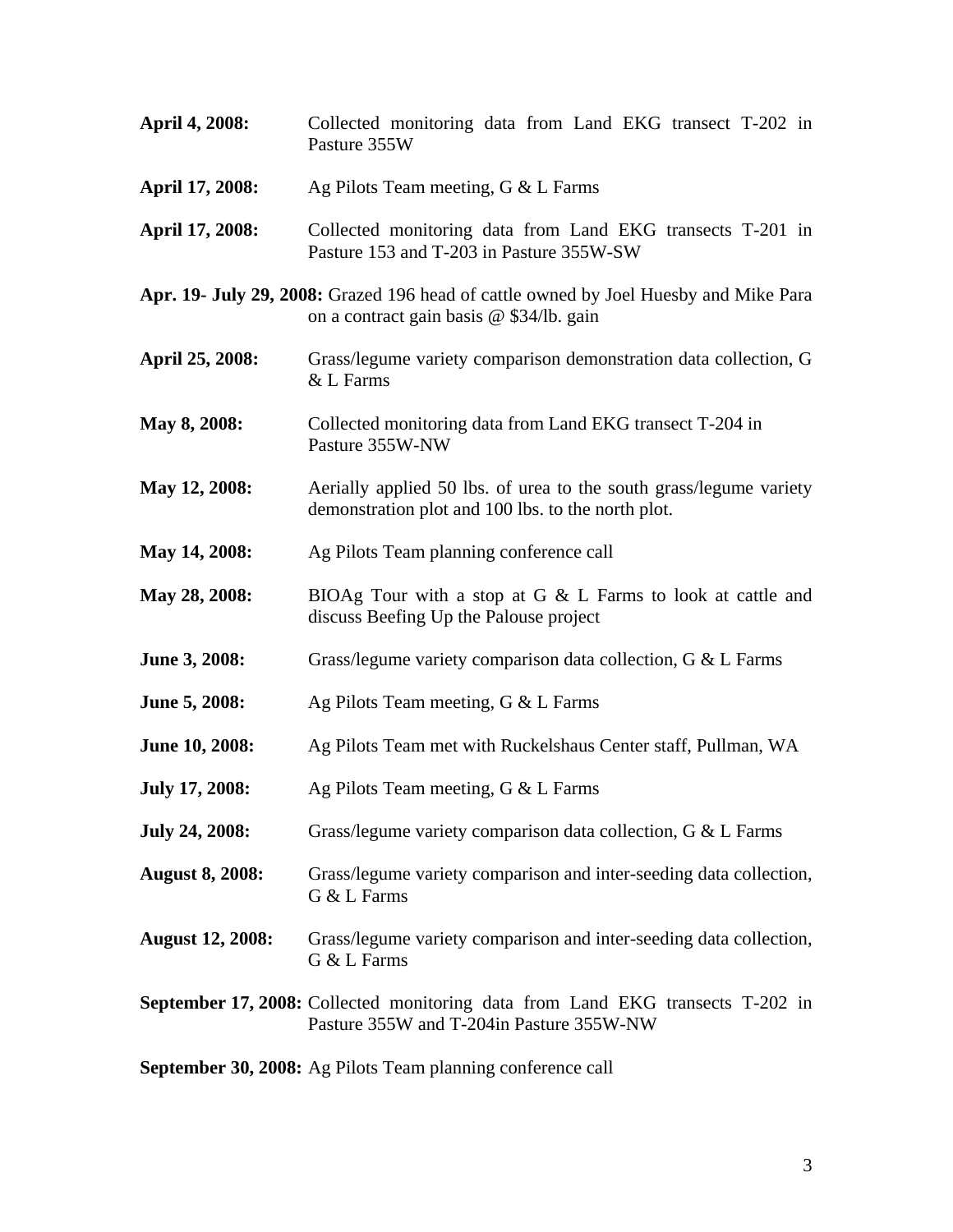**April 4, 2008:** Collected monitoring data from Land EKG transect T-202 in Pasture 355W

**April 17, 2008:** Ag Pilots Team meeting, G & L Farms

**April 17, 2008:** Collected monitoring data from Land EKG transects T-201 in Pasture 153 and T-203 in Pasture 355W-SW

**Apr. 19- July 29, 2008:** Grazed 196 head of cattle owned by Joel Huesby and Mike Para on a contract gain basis @ $34/lb. gain

**April 25, 2008:** Grass/legume variety comparison demonstration data collection, G & L Farms

**May 8, 2008:** Collected monitoring data from Land EKG transect T-204 in Pasture 355W-NW

**May 12, 2008:** Aerially applied 50 lbs. of urea to the south grass/legume variety demonstration plot and 100 lbs. to the north plot.

**May 14, 2008:** Ag Pilots Team planning conference call

**May 28, 2008:** BIOAg Tour with a stop at G & L Farms to look at cattle and discuss Beefing Up the Palouse project

**June 3, 2008:** Grass/legume variety comparison data collection, G & L Farms

**June 5, 2008:** Ag Pilots Team meeting, G & L Farms

**June 10, 2008:** Ag Pilots Team met with Ruckelshaus Center staff, Pullman, WA

**July 17, 2008:** Ag Pilots Team meeting, G & L Farms

**July 24, 2008:** Grass/legume variety comparison data collection, G & L Farms

**August 8, 2008:** Grass/legume variety comparison and inter-seeding data collection, G & L Farms

**August 12, 2008:** Grass/legume variety comparison and inter-seeding data collection, G & L Farms

**September 17, 2008:** Collected monitoring data from Land EKG transects T-202 in Pasture 355W and T-204in Pasture 355W-NW

**September 30, 2008:** Ag Pilots Team planning conference call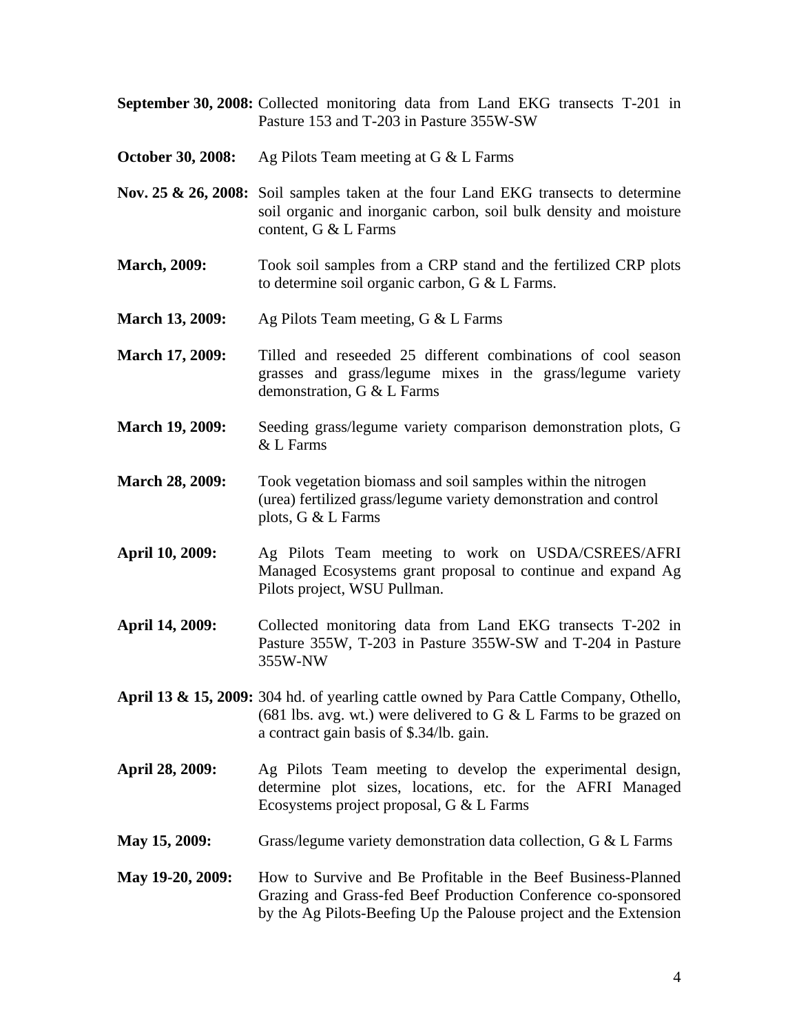**September 30, 2008:** Collected monitoring data from Land EKG transects T-201 in Pasture 153 and T-203 in Pasture 355W-SW

**October 30, 2008:** Ag Pilots Team meeting at G & L Farms

**Nov. 25 & 26, 2008:** Soil samples taken at the four Land EKG transects to determine soil organic and inorganic carbon, soil bulk density and moisture content, G & L Farms

**March, 2009:** Took soil samples from a CRP stand and the fertilized CRP plots to determine soil organic carbon, G & L Farms.

**March 13, 2009:** Ag Pilots Team meeting, G & L Farms

**March 17, 2009:** Tilled and reseeded 25 different combinations of cool season grasses and grass/legume mixes in the grass/legume variety demonstration, G & L Farms

**March 19, 2009:** Seeding grass/legume variety comparison demonstration plots, G & L Farms

**March 28, 2009:** Took vegetation biomass and soil samples within the nitrogen (urea) fertilized grass/legume variety demonstration and control plots, G & L Farms

**April 10, 2009:** Ag Pilots Team meeting to work on USDA/CSREES/AFRI Managed Ecosystems grant proposal to continue and expand Ag Pilots project, WSU Pullman.

**April 14, 2009:** Collected monitoring data from Land EKG transects T-202 in Pasture 355W, T-203 in Pasture 355W-SW and T-204 in Pasture 355W-NW

**April 13 & 15, 2009:** 304 hd. of yearling cattle owned by Para Cattle Company, Othello, (681 lbs. avg. wt.) were delivered to G & L Farms to be grazed on a contract gain basis of $.34/lb. gain.

**April 28, 2009:** Ag Pilots Team meeting to develop the experimental design, determine plot sizes, locations, etc. for the AFRI Managed Ecosystems project proposal, G & L Farms

**May 15, 2009:** Grass/legume variety demonstration data collection, G & L Farms

**May 19-20, 2009:** How to Survive and Be Profitable in the Beef Business-Planned Grazing and Grass-fed Beef Production Conference co-sponsored by the Ag Pilots-Beefing Up the Palouse project and the Extension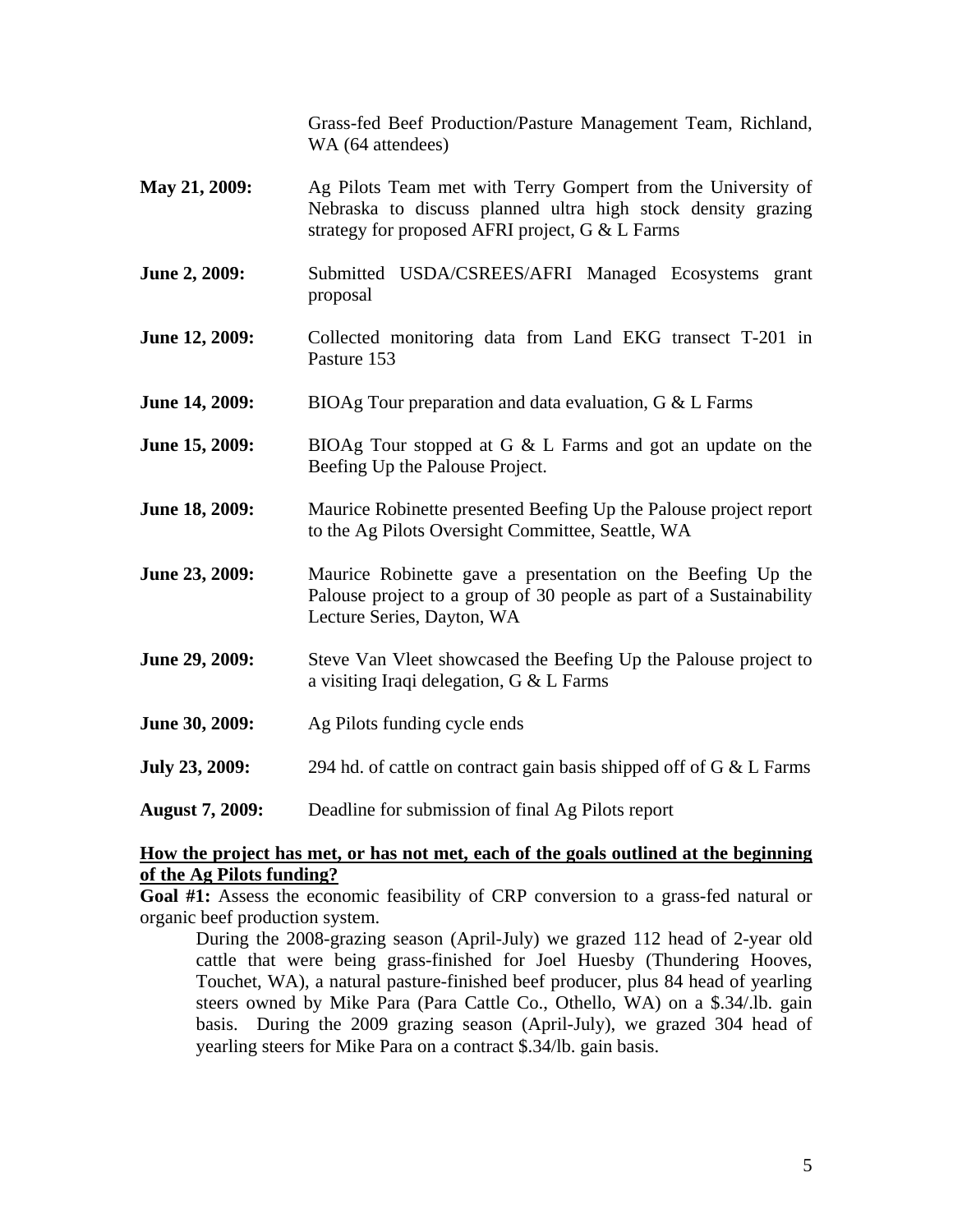Grass-fed Beef Production/Pasture Management Team, Richland, WA (64 attendees)

**May 21, 2009:** Ag Pilots Team met with Terry Gompert from the University of Nebraska to discuss planned ultra high stock density grazing strategy for proposed AFRI project, G & L Farms

**June 2, 2009:** Submitted USDA/CSREES/AFRI Managed Ecosystems grant proposal

**June 12, 2009:** Collected monitoring data from Land EKG transect T-201 in Pasture 153

**June 14, 2009:** BIOAg Tour preparation and data evaluation, G & L Farms

**June 15, 2009:** BIOAg Tour stopped at G & L Farms and got an update on the Beefing Up the Palouse Project.

**June 18, 2009:** Maurice Robinette presented Beefing Up the Palouse project report to the Ag Pilots Oversight Committee, Seattle, WA

**June 23, 2009:** Maurice Robinette gave a presentation on the Beefing Up the Palouse project to a group of 30 people as part of a Sustainability Lecture Series, Dayton, WA

**June 29, 2009:** Steve Van Vleet showcased the Beefing Up the Palouse project to a visiting Iraqi delegation, G & L Farms

**June 30, 2009:** Ag Pilots funding cycle ends

**July 23, 2009:** 294 hd. of cattle on contract gain basis shipped off of G & L Farms

**August 7, 2009:** Deadline for submission of final Ag Pilots report

**<u>How the project has met, or has not met, each of the goals outlined at the beginning of the Ag Pilots funding?</u>**

**Goal #1:** Assess the economic feasibility of CRP conversion to a grass-fed natural or organic beef production system.

During the 2008-grazing season (April-July) we grazed 112 head of 2-year old cattle that were being grass-finished for Joel Huesby (Thundering Hooves, Touchet, WA), a natural pasture-finished beef producer, plus 84 head of yearling steers owned by Mike Para (Para Cattle Co., Othello, WA) on a $.34/.lb. gain basis. During the 2009 grazing season (April-July), we grazed 304 head of yearling steers for Mike Para on a contract $.34/lb. gain basis.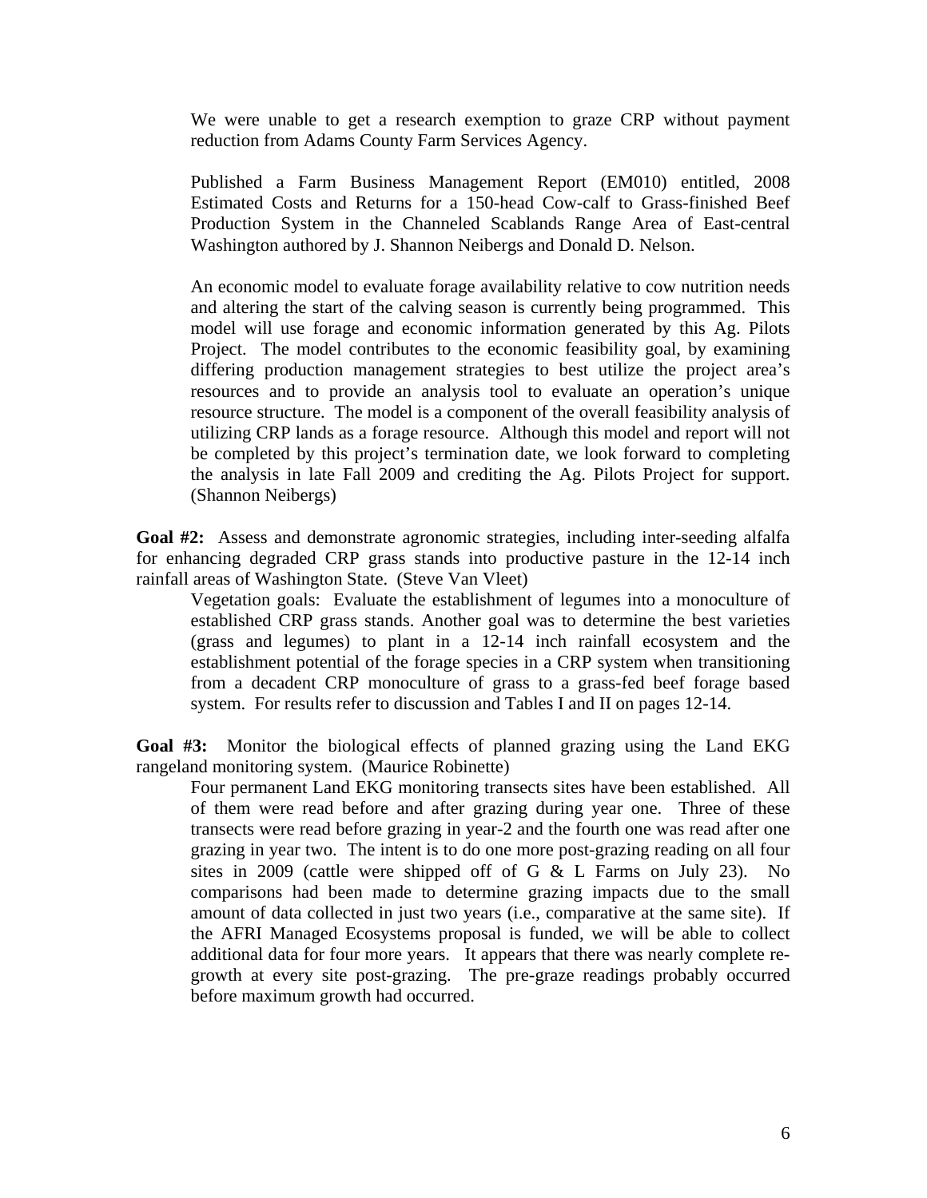We were unable to get a research exemption to graze CRP without payment reduction from Adams County Farm Services Agency.

Published a Farm Business Management Report (EM010) entitled, 2008 Estimated Costs and Returns for a 150-head Cow-calf to Grass-finished Beef Production System in the Channeled Scablands Range Area of East-central Washington authored by J. Shannon Neibergs and Donald D. Nelson.

An economic model to evaluate forage availability relative to cow nutrition needs and altering the start of the calving season is currently being programmed. This model will use forage and economic information generated by this Ag. Pilots Project. The model contributes to the economic feasibility goal, by examining differing production management strategies to best utilize the project area's resources and to provide an analysis tool to evaluate an operation's unique resource structure. The model is a component of the overall feasibility analysis of utilizing CRP lands as a forage resource. Although this model and report will not be completed by this project's termination date, we look forward to completing the analysis in late Fall 2009 and crediting the Ag. Pilots Project for support. (Shannon Neibergs)

**Goal #2:** Assess and demonstrate agronomic strategies, including inter-seeding alfalfa for enhancing degraded CRP grass stands into productive pasture in the 12-14 inch rainfall areas of Washington State. (Steve Van Vleet)

Vegetation goals: Evaluate the establishment of legumes into a monoculture of established CRP grass stands. Another goal was to determine the best varieties (grass and legumes) to plant in a 12-14 inch rainfall ecosystem and the establishment potential of the forage species in a CRP system when transitioning from a decadent CRP monoculture of grass to a grass-fed beef forage based system. For results refer to discussion and Tables I and II on pages 12-14.

**Goal #3:** Monitor the biological effects of planned grazing using the Land EKG rangeland monitoring system. (Maurice Robinette)

Four permanent Land EKG monitoring transects sites have been established. All of them were read before and after grazing during year one. Three of these transects were read before grazing in year-2 and the fourth one was read after one grazing in year two. The intent is to do one more post-grazing reading on all four sites in 2009 (cattle were shipped off of G & L Farms on July 23). No comparisons had been made to determine grazing impacts due to the small amount of data collected in just two years (i.e., comparative at the same site). If the AFRI Managed Ecosystems proposal is funded, we will be able to collect additional data for four more years. It appears that there was nearly complete re-growth at every site post-grazing. The pre-graze readings probably occurred before maximum growth had occurred.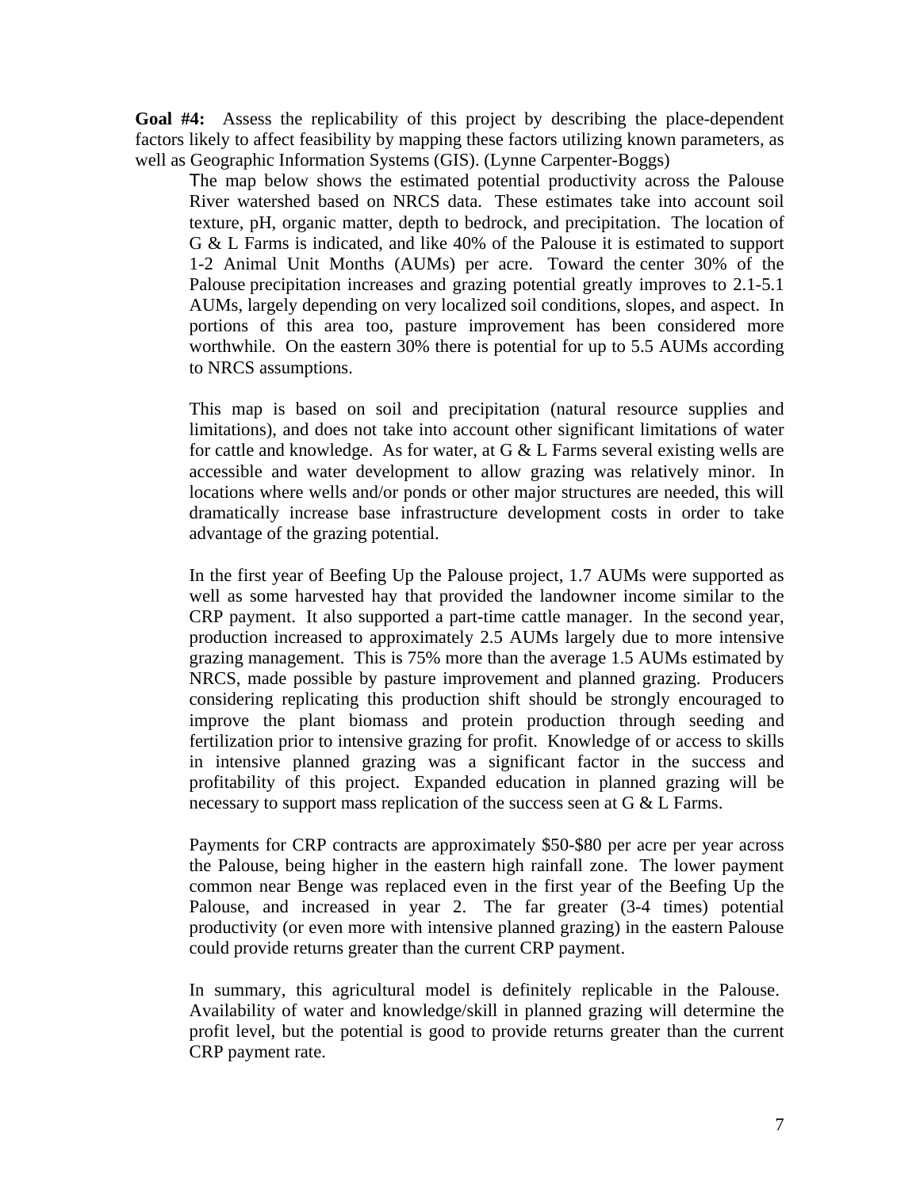**Goal #4:** Assess the replicability of this project by describing the place-dependent factors likely to affect feasibility by mapping these factors utilizing known parameters, as well as Geographic Information Systems (GIS). (Lynne Carpenter-Boggs)

The map below shows the estimated potential productivity across the Palouse River watershed based on NRCS data. These estimates take into account soil texture, pH, organic matter, depth to bedrock, and precipitation. The location of G & L Farms is indicated, and like 40% of the Palouse it is estimated to support 1-2 Animal Unit Months (AUMs) per acre. Toward the center 30% of the Palouse precipitation increases and grazing potential greatly improves to 2.1-5.1 AUMs, largely depending on very localized soil conditions, slopes, and aspect. In portions of this area too, pasture improvement has been considered more worthwhile. On the eastern 30% there is potential for up to 5.5 AUMs according to NRCS assumptions.

This map is based on soil and precipitation (natural resource supplies and limitations), and does not take into account other significant limitations of water for cattle and knowledge. As for water, at G & L Farms several existing wells are accessible and water development to allow grazing was relatively minor. In locations where wells and/or ponds or other major structures are needed, this will dramatically increase base infrastructure development costs in order to take advantage of the grazing potential.

In the first year of Beefing Up the Palouse project, 1.7 AUMs were supported as well as some harvested hay that provided the landowner income similar to the CRP payment. It also supported a part-time cattle manager. In the second year, production increased to approximately 2.5 AUMs largely due to more intensive grazing management. This is 75% more than the average 1.5 AUMs estimated by NRCS, made possible by pasture improvement and planned grazing. Producers considering replicating this production shift should be strongly encouraged to improve the plant biomass and protein production through seeding and fertilization prior to intensive grazing for profit. Knowledge of or access to skills in intensive planned grazing was a significant factor in the success and profitability of this project. Expanded education in planned grazing will be necessary to support mass replication of the success seen at G & L Farms.

Payments for CRP contracts are approximately \$50-\$80 per acre per year across the Palouse, being higher in the eastern high rainfall zone. The lower payment common near Benge was replaced even in the first year of the Beefing Up the Palouse, and increased in year 2. The far greater (3-4 times) potential productivity (or even more with intensive planned grazing) in the eastern Palouse could provide returns greater than the current CRP payment.

In summary, this agricultural model is definitely replicable in the Palouse. Availability of water and knowledge/skill in planned grazing will determine the profit level, but the potential is good to provide returns greater than the current CRP payment rate.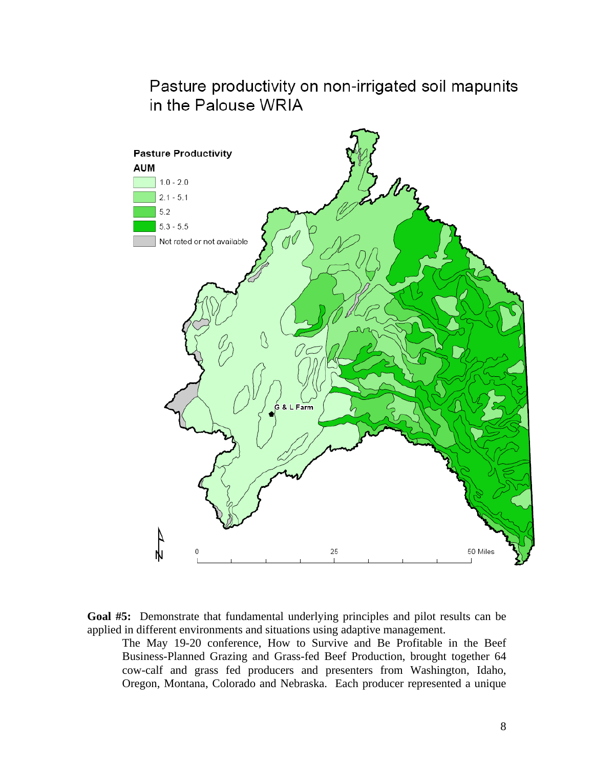Pasture productivity on non-irrigated soil mapunits in the Palouse WRIA

Pasture Productivity
AUM
1.0 - 2.0
2.1 - 5.1
5.2
5.3 - 5.5
Not rated or not available

G & L Farm

0 25 50 Miles

**Goal #5:** Demonstrate that fundamental underlying principles and pilot results can be applied in different environments and situations using adaptive management.

The May 19-20 conference, How to Survive and Be Profitable in the Beef Business-Planned Grazing and Grass-fed Beef Production, brought together 64 cow-calf and grass fed producers and presenters from Washington, Idaho, Oregon, Montana, Colorado and Nebraska. Each producer represented a unique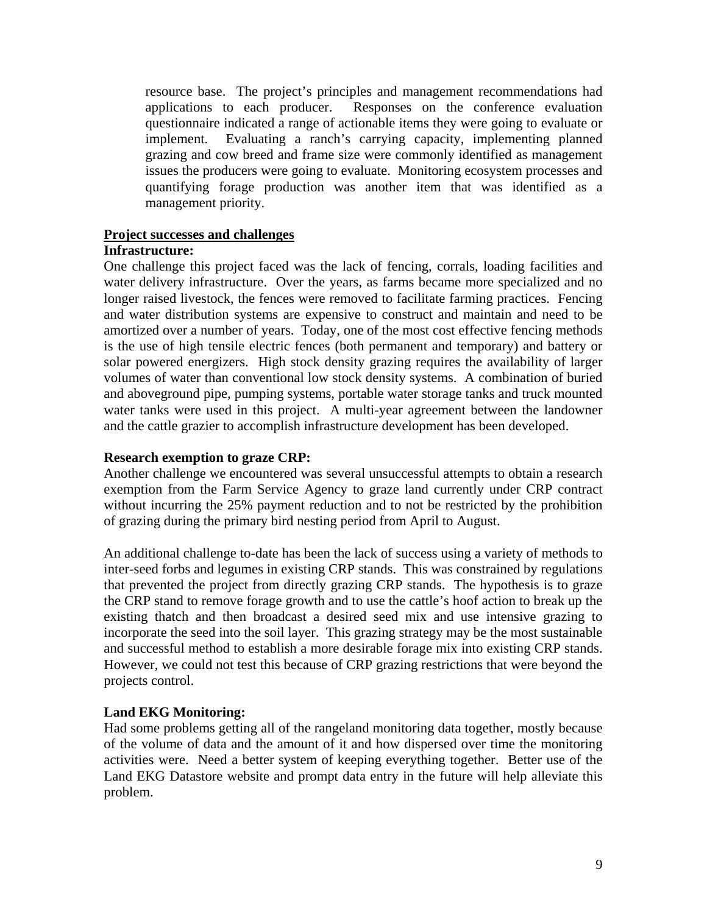resource base. The project's principles and management recommendations had applications to each producer. Responses on the conference evaluation questionnaire indicated a range of actionable items they were going to evaluate or implement. Evaluating a ranch's carrying capacity, implementing planned grazing and cow breed and frame size were commonly identified as management issues the producers were going to evaluate. Monitoring ecosystem processes and quantifying forage production was another item that was identified as a management priority.

## Project successes and challenges

### Infrastructure:

One challenge this project faced was the lack of fencing, corrals, loading facilities and water delivery infrastructure. Over the years, as farms became more specialized and no longer raised livestock, the fences were removed to facilitate farming practices. Fencing and water distribution systems are expensive to construct and maintain and need to be amortized over a number of years. Today, one of the most cost effective fencing methods is the use of high tensile electric fences (both permanent and temporary) and battery or solar powered energizers. High stock density grazing requires the availability of larger volumes of water than conventional low stock density systems. A combination of buried and aboveground pipe, pumping systems, portable water storage tanks and truck mounted water tanks were used in this project. A multi-year agreement between the landowner and the cattle grazier to accomplish infrastructure development has been developed.

### Research exemption to graze CRP:

Another challenge we encountered was several unsuccessful attempts to obtain a research exemption from the Farm Service Agency to graze land currently under CRP contract without incurring the 25% payment reduction and to not be restricted by the prohibition of grazing during the primary bird nesting period from April to August.

An additional challenge to-date has been the lack of success using a variety of methods to inter-seed forbs and legumes in existing CRP stands. This was constrained by regulations that prevented the project from directly grazing CRP stands. The hypothesis is to graze the CRP stand to remove forage growth and to use the cattle's hoof action to break up the existing thatch and then broadcast a desired seed mix and use intensive grazing to incorporate the seed into the soil layer. This grazing strategy may be the most sustainable and successful method to establish a more desirable forage mix into existing CRP stands. However, we could not test this because of CRP grazing restrictions that were beyond the projects control.

### Land EKG Monitoring:

Had some problems getting all of the rangeland monitoring data together, mostly because of the volume of data and the amount of it and how dispersed over time the monitoring activities were. Need a better system of keeping everything together. Better use of the Land EKG Datastore website and prompt data entry in the future will help alleviate this problem.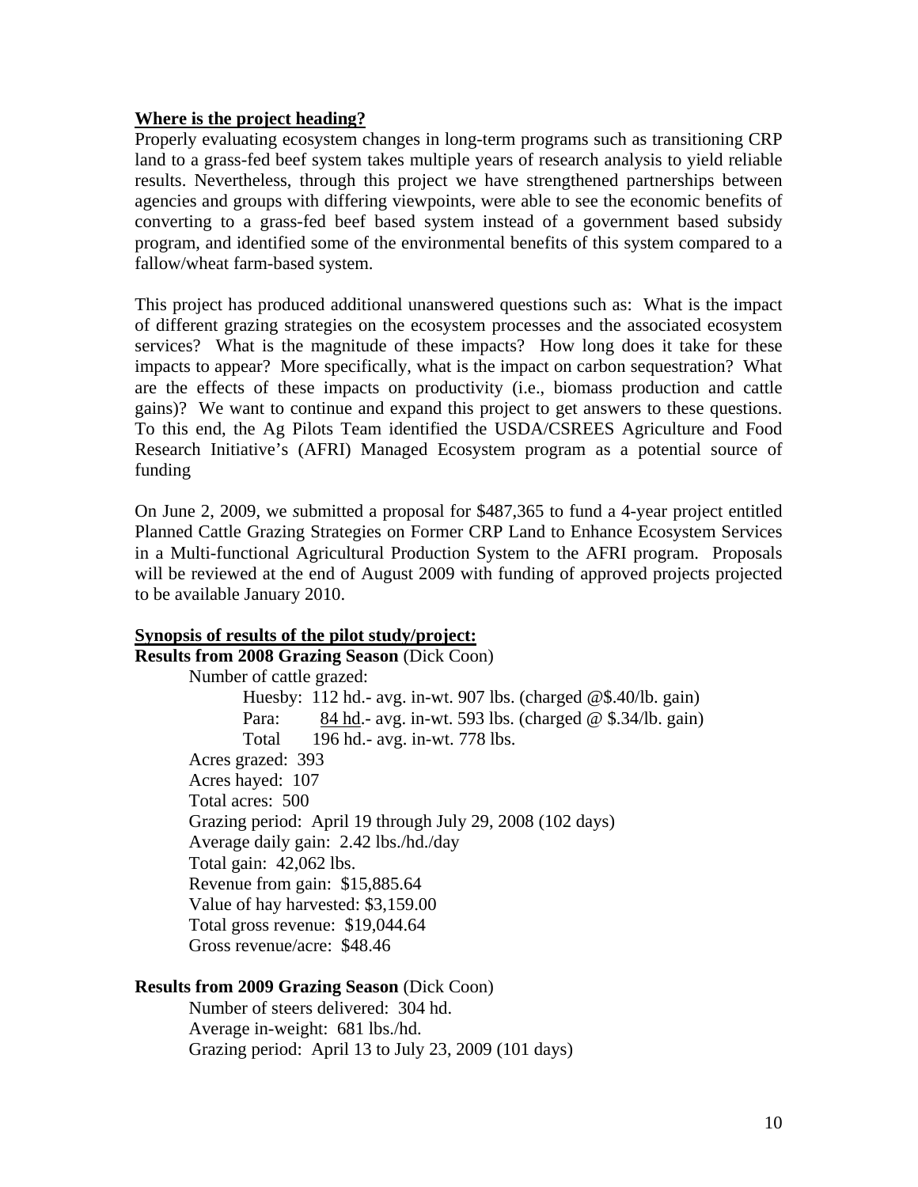**<u>Where is the project heading?</u>**

Properly evaluating ecosystem changes in long-term programs such as transitioning CRP land to a grass-fed beef system takes multiple years of research analysis to yield reliable results. Nevertheless, through this project we have strengthened partnerships between agencies and groups with differing viewpoints, were able to see the economic benefits of converting to a grass-fed beef based system instead of a government based subsidy program, and identified some of the environmental benefits of this system compared to a fallow/wheat farm-based system.

This project has produced additional unanswered questions such as: What is the impact of different grazing strategies on the ecosystem processes and the associated ecosystem services? What is the magnitude of these impacts? How long does it take for these impacts to appear? More specifically, what is the impact on carbon sequestration? What are the effects of these impacts on productivity (i.e., biomass production and cattle gains)? We want to continue and expand this project to get answers to these questions. To this end, the Ag Pilots Team identified the USDA/CSREES Agriculture and Food Research Initiative's (AFRI) Managed Ecosystem program as a potential source of funding

On June 2, 2009, we submitted a proposal for $487,365 to fund a 4-year project entitled Planned Cattle Grazing Strategies on Former CRP Land to Enhance Ecosystem Services in a Multi-functional Agricultural Production System to the AFRI program. Proposals will be reviewed at the end of August 2009 with funding of approved projects projected to be available January 2010.

**<u>Synopsis of results of the pilot study/project:</u>**

**Results from 2008 Grazing Season** (Dick Coon)

Number of cattle grazed:

- Huesby: 112 hd.- avg. in-wt. 907 lbs. (charged @$.40/lb. gain)
- Para: <u>84 hd</u>.- avg. in-wt. 593 lbs. (charged @ $.34/lb. gain)
- Total 196 hd.- avg. in-wt. 778 lbs.

Acres grazed: 393
Acres hayed: 107
Total acres: 500
Grazing period: April 19 through July 29, 2008 (102 days)
Average daily gain: 2.42 lbs./hd./day
Total gain: 42,062 lbs.
Revenue from gain: $15,885.64
Value of hay harvested: $3,159.00
Total gross revenue: $19,044.64
Gross revenue/acre: $48.46

**Results from 2009 Grazing Season** (Dick Coon)

Number of steers delivered: 304 hd.
Average in-weight: 681 lbs./hd.
Grazing period: April 13 to July 23, 2009 (101 days)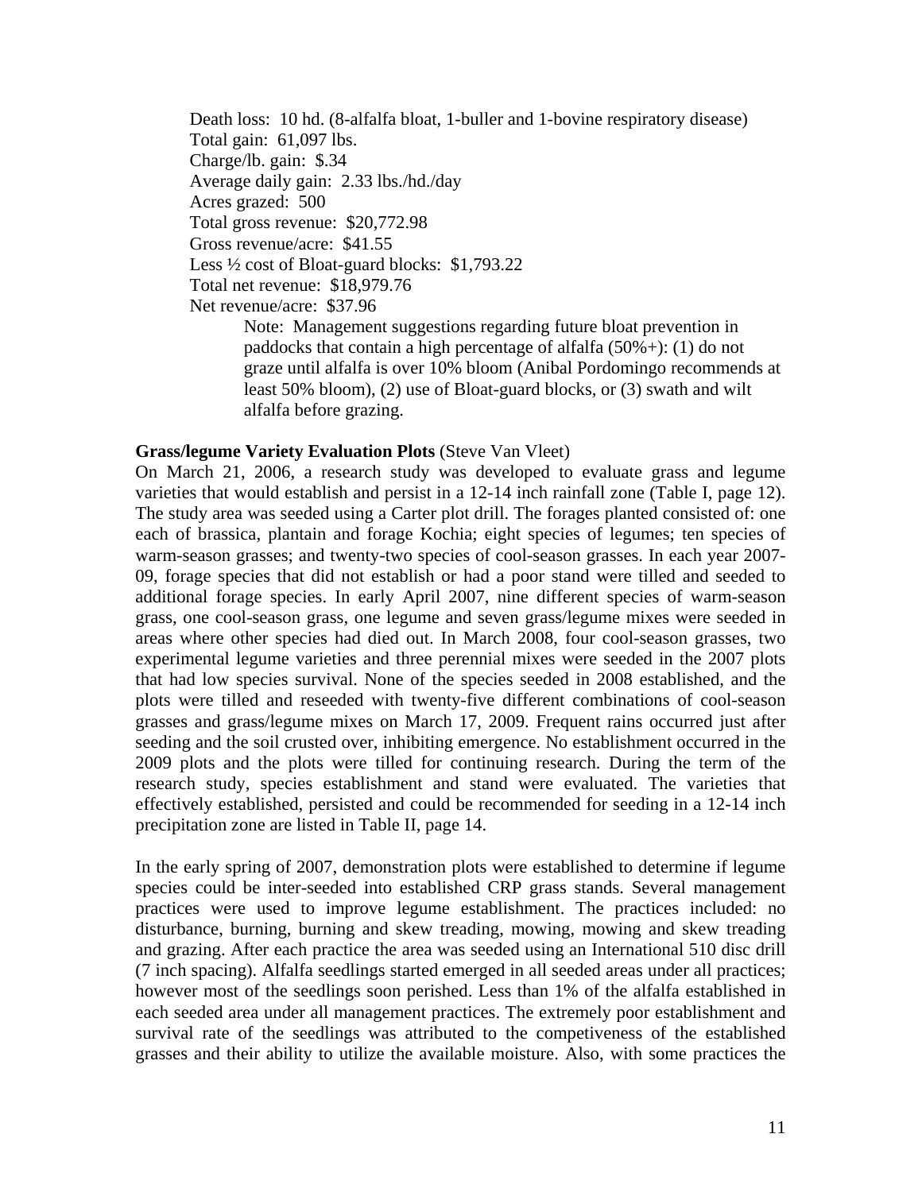Death loss: 10 hd. (8-alfalfa bloat, 1-buller and 1-bovine respiratory disease)
Total gain: 61,097 lbs.
Charge/lb. gain: $.34
Average daily gain: 2.33 lbs./hd./day
Acres grazed: 500
Total gross revenue: $20,772.98
Gross revenue/acre: $41.55
Less ½ cost of Bloat-guard blocks: $1,793.22
Total net revenue: $18,979.76
Net revenue/acre: $37.96

> Note: Management suggestions regarding future bloat prevention in paddocks that contain a high percentage of alfalfa (50%+): (1) do not graze until alfalfa is over 10% bloom (Anibal Pordomingo recommends at least 50% bloom), (2) use of Bloat-guard blocks, or (3) swath and wilt alfalfa before grazing.

**Grass/legume Variety Evaluation Plots** (Steve Van Vleet)
On March 21, 2006, a research study was developed to evaluate grass and legume varieties that would establish and persist in a 12-14 inch rainfall zone (Table I, page 12). The study area was seeded using a Carter plot drill. The forages planted consisted of: one each of brassica, plantain and forage Kochia; eight species of legumes; ten species of warm-season grasses; and twenty-two species of cool-season grasses. In each year 2007-09, forage species that did not establish or had a poor stand were tilled and seeded to additional forage species. In early April 2007, nine different species of warm-season grass, one cool-season grass, one legume and seven grass/legume mixes were seeded in areas where other species had died out. In March 2008, four cool-season grasses, two experimental legume varieties and three perennial mixes were seeded in the 2007 plots that had low species survival. None of the species seeded in 2008 established, and the plots were tilled and reseeded with twenty-five different combinations of cool-season grasses and grass/legume mixes on March 17, 2009. Frequent rains occurred just after seeding and the soil crusted over, inhibiting emergence. No establishment occurred in the 2009 plots and the plots were tilled for continuing research. During the term of the research study, species establishment and stand were evaluated. The varieties that effectively established, persisted and could be recommended for seeding in a 12-14 inch precipitation zone are listed in Table II, page 14.

In the early spring of 2007, demonstration plots were established to determine if legume species could be inter-seeded into established CRP grass stands. Several management practices were used to improve legume establishment. The practices included: no disturbance, burning, burning and skew treading, mowing, mowing and skew treading and grazing. After each practice the area was seeded using an International 510 disc drill (7 inch spacing). Alfalfa seedlings started emerged in all seeded areas under all practices; however most of the seedlings soon perished. Less than 1% of the alfalfa established in each seeded area under all management practices. The extremely poor establishment and survival rate of the seedlings was attributed to the competiveness of the established grasses and their ability to utilize the available moisture. Also, with some practices the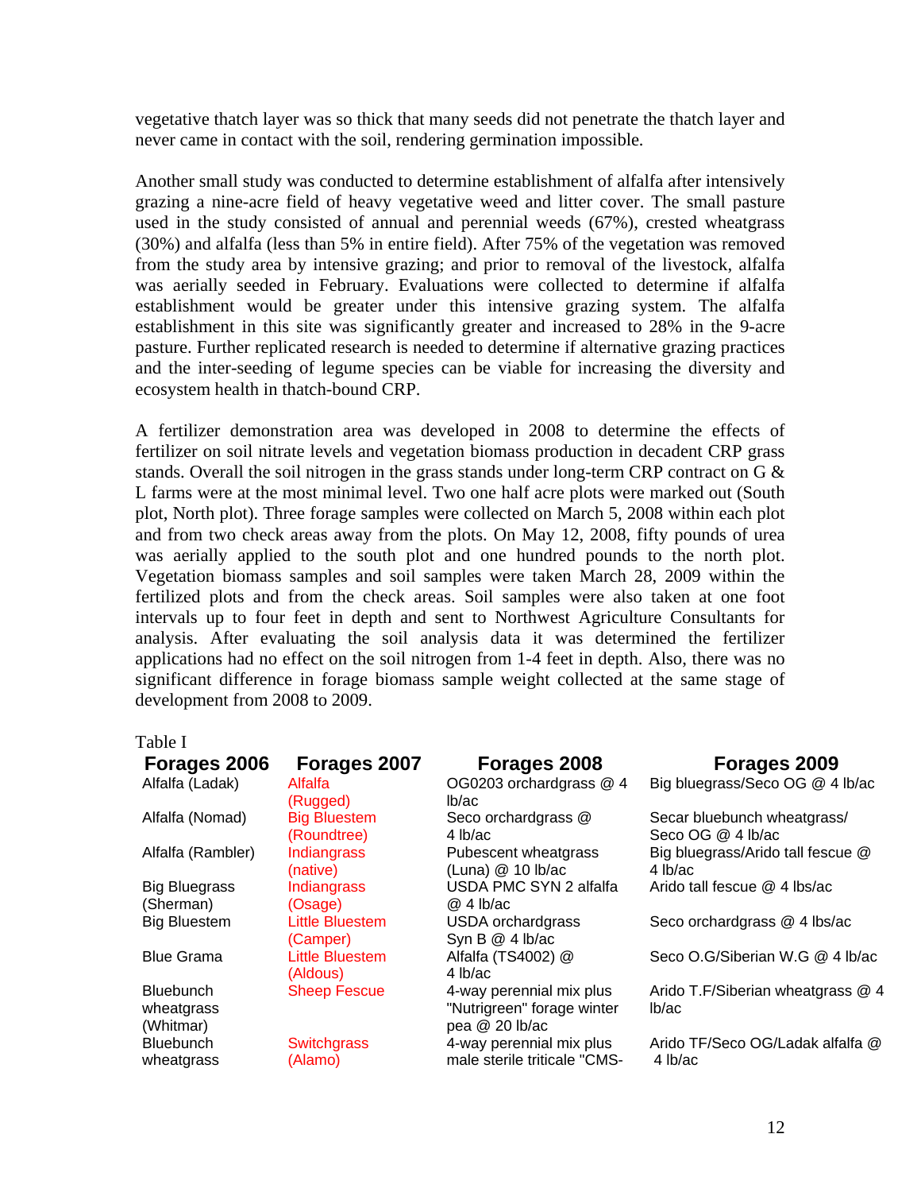vegetative thatch layer was so thick that many seeds did not penetrate the thatch layer and never came in contact with the soil, rendering germination impossible.

Another small study was conducted to determine establishment of alfalfa after intensively grazing a nine-acre field of heavy vegetative weed and litter cover. The small pasture used in the study consisted of annual and perennial weeds (67%), crested wheatgrass (30%) and alfalfa (less than 5% in entire field). After 75% of the vegetation was removed from the study area by intensive grazing; and prior to removal of the livestock, alfalfa was aerially seeded in February. Evaluations were collected to determine if alfalfa establishment would be greater under this intensive grazing system. The alfalfa establishment in this site was significantly greater and increased to 28% in the 9-acre pasture. Further replicated research is needed to determine if alternative grazing practices and the inter-seeding of legume species can be viable for increasing the diversity and ecosystem health in thatch-bound CRP.

A fertilizer demonstration area was developed in 2008 to determine the effects of fertilizer on soil nitrate levels and vegetation biomass production in decadent CRP grass stands. Overall the soil nitrogen in the grass stands under long-term CRP contract on G & L farms were at the most minimal level. Two one half acre plots were marked out (South plot, North plot). Three forage samples were collected on March 5, 2008 within each plot and from two check areas away from the plots. On May 12, 2008, fifty pounds of urea was aerially applied to the south plot and one hundred pounds to the north plot. Vegetation biomass samples and soil samples were taken March 28, 2009 within the fertilized plots and from the check areas. Soil samples were also taken at one foot intervals up to four feet in depth and sent to Northwest Agriculture Consultants for analysis. After evaluating the soil analysis data it was determined the fertilizer applications had no effect on the soil nitrogen from 1-4 feet in depth. Also, there was no significant difference in forage biomass sample weight collected at the same stage of development from 2008 to 2009.

Table I

| Forages 2006 | Forages 2007 | Forages 2008 | Forages 2009 |
|---|---|---|---|
| Alfalfa (Ladak) | Alfalfa (Rugged) | OG0203 orchardgrass @ 4 lb/ac | Big bluegrass/Seco OG @ 4 lb/ac |
| Alfalfa (Nomad) | Big Bluestem (Roundtree) | Seco orchardgrass @ 4 lb/ac | Secar bluebunch wheatgrass/ Seco OG @ 4 lb/ac |
| Alfalfa (Rambler) | Indiangrass (native) | Pubescent wheatgrass (Luna) @ 10 lb/ac | Big bluegrass/Arido tall fescue @ 4 lb/ac |
| Big Bluegrass (Sherman) | Indiangrass (Osage) | USDA PMC SYN 2 alfalfa @ 4 lb/ac | Arido tall fescue @ 4 lbs/ac |
| Big Bluestem | Little Bluestem (Camper) | USDA orchardgrass Syn B @ 4 lb/ac | Seco orchardgrass @ 4 lbs/ac |
| Blue Grama | Little Bluestem (Aldous) | Alfalfa (TS4002) @ 4 lb/ac | Seco O.G/Siberian W.G @ 4 lb/ac |
| Bluebunch wheatgrass (Whitmar) | Sheep Fescue | 4-way perennial mix plus "Nutrigreen" forage winter pea @ 20 lb/ac | Arido T.F/Siberian wheatgrass @ 4 lb/ac |
| Bluebunch wheatgrass | Switchgrass (Alamo) | 4-way perennial mix plus male sterile triticale "CMS- | Arido TF/Seco OG/Ladak alfalfa @ 4 lb/ac |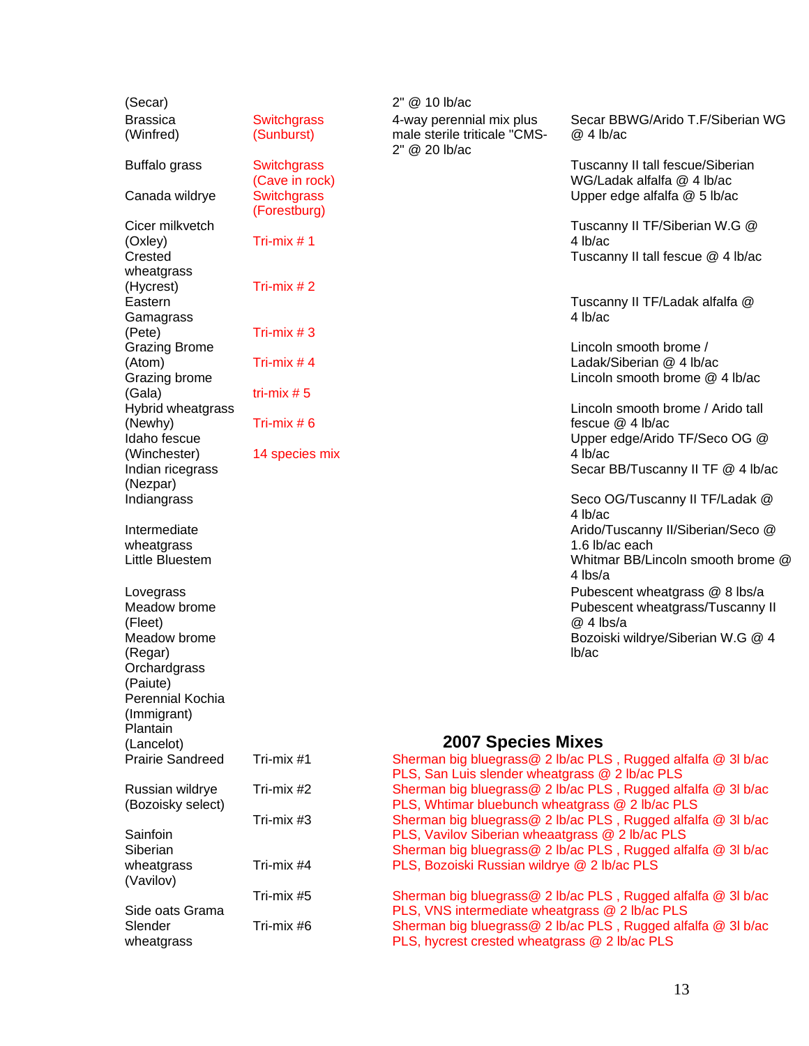| | | | |
|---|---|---|---|
| (Secar) | | 2" @ 10 lb/ac | |
| Brassica (Winfred) | Switchgrass (Sunburst) | 4-way perennial mix plus male sterile triticale "CMS-2" @ 20 lb/ac | Secar BBWG/Arido T.F/Siberian WG @ 4 lb/ac |
| Buffalo grass | Switchgrass (Cave in rock) | | Tuscanny II tall fescue/Siberian WG/Ladak alfalfa @ 4 lb/ac |
| Canada wildrye | Switchgrass (Forestburg) | | Upper edge alfalfa @ 5 lb/ac |
| Cicer milkvetch (Oxley) | Tri-mix # 1 | | Tuscanny II TF/Siberian W.G @ 4 lb/ac |
| Crested wheatgrass (Hycrest) | Tri-mix # 2 | | Tuscanny II tall fescue @ 4 lb/ac |
| Eastern Gamagrass (Pete) | Tri-mix # 3 | | Tuscanny II TF/Ladak alfalfa @ 4 lb/ac |
| Grazing Brome (Atom) | Tri-mix # 4 | | Lincoln smooth brome / Ladak/Siberian @ 4 lb/ac |
| Grazing brome (Gala) | tri-mix # 5 | | Lincoln smooth brome @ 4 lb/ac |
| Hybrid wheatgrass (Newhy) | Tri-mix # 6 | | Lincoln smooth brome / Arido tall fescue @ 4 lb/ac |
| Idaho fescue (Winchester) | 14 species mix | | Upper edge/Arido TF/Seco OG @ 4 lb/ac |
| Indian ricegrass (Nezpar) | | | Secar BB/Tuscanny II TF @ 4 lb/ac |
| Indiangrass | | | Seco OG/Tuscanny II TF/Ladak @ 4 lb/ac |
| Intermediate wheatgrass | | | Arido/Tuscanny II/Siberian/Seco @ 1.6 lb/ac each |
| Little Bluestem | | | Whitmar BB/Lincoln smooth brome @ 4 lbs/a |
| Lovegrass | | | Pubescent wheatgrass @ 8 lbs/a |
| Meadow brome (Fleet) | | | Pubescent wheatgrass/Tuscanny II @ 4 lbs/a |
| Meadow brome (Regar) | | | Bozoiski wildrye/Siberian W.G @ 4 lb/ac |
| Orchardgrass (Paiute) | | | |
| Perennial Kochia (Immigrant) | | | |
| Plantain (Lancelot) | | | |
| Prairie Sandreed | | | |
| Russian wildrye (Bozoisky select) | | | |
| Sainfoin | | | |
| Siberian wheatgrass (Vavilov) | | | |
| Side oats Grama | | | |
| Slender wheatgrass | | | |

## 2007 Species Mixes

| | |
|---|---|
| Tri-mix #1 | Sherman big bluegrass@ 2 lb/ac PLS , Rugged alfalfa @ 3l b/ac PLS, San Luis slender wheatgrass @ 2 lb/ac PLS |
| Tri-mix #2 | Sherman big bluegrass@ 2 lb/ac PLS , Rugged alfalfa @ 3l b/ac PLS, Whtimar bluebunch wheatgrass @ 2 lb/ac PLS |
| Tri-mix #3 | Sherman big bluegrass@ 2 lb/ac PLS , Rugged alfalfa @ 3l b/ac PLS, Vavilov Siberian wheaatgrass @ 2 lb/ac PLS |
| Tri-mix #4 | Sherman big bluegrass@ 2 lb/ac PLS , Rugged alfalfa @ 3l b/ac PLS, Bozoiski Russian wildrye @ 2 lb/ac PLS |
| Tri-mix #5 | Sherman big bluegrass@ 2 lb/ac PLS , Rugged alfalfa @ 3l b/ac PLS, VNS intermediate wheatgrass @ 2 lb/ac PLS |
| Tri-mix #6 | Sherman big bluegrass@ 2 lb/ac PLS , Rugged alfalfa @ 3l b/ac PLS, hycrest crested wheatgrass @ 2 lb/ac PLS |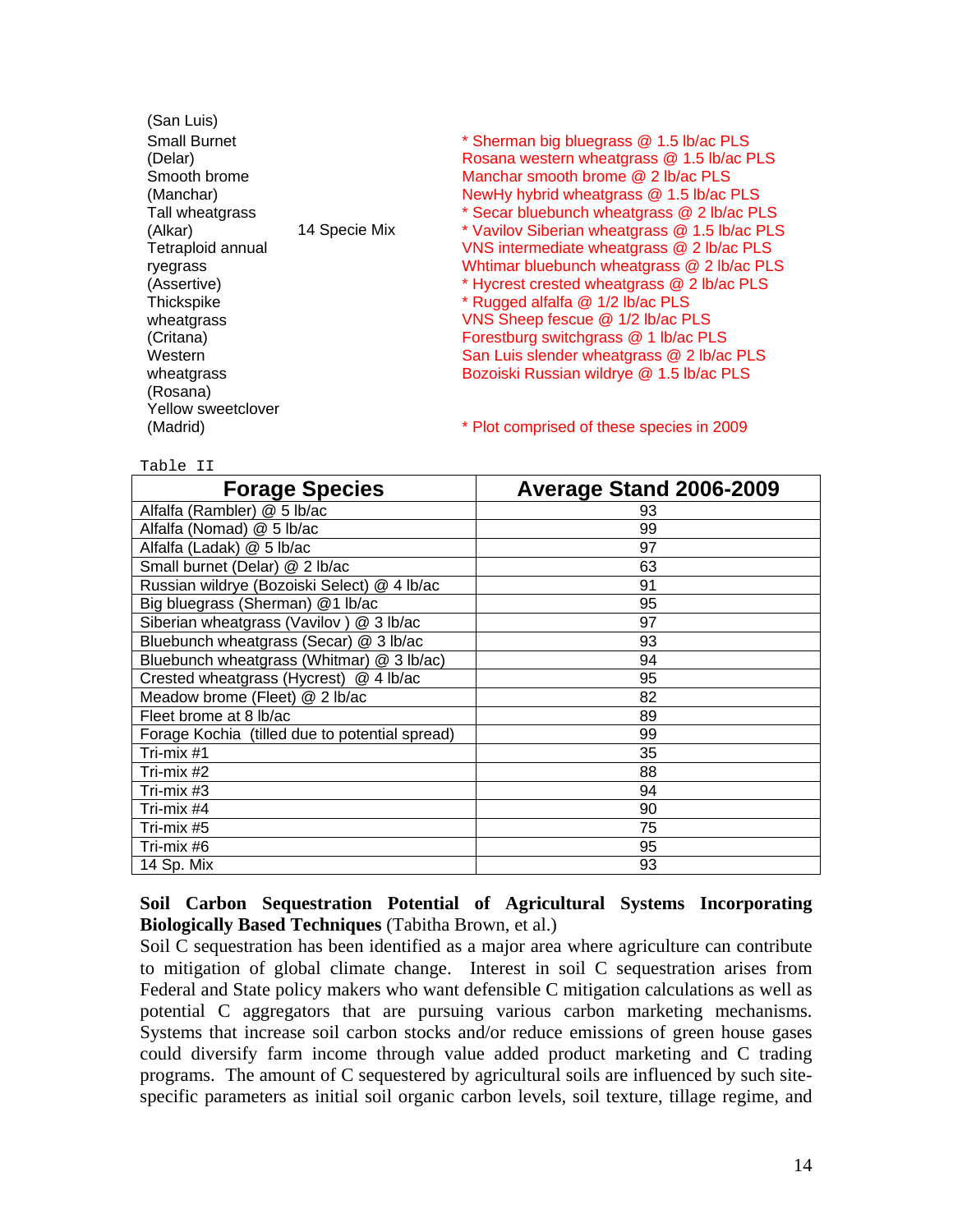(San Luis)
Small Burnet (Delar)
Smooth brome (Manchar)
Tall wheatgrass (Alkar)
Tetraploid annual ryegrass (Assertive)
Thickspike wheatgrass (Critana)
Western wheatgrass (Rosana)
Yellow sweetclover (Madrid)

14 Specie Mix

* Sherman big bluegrass @ 1.5 lb/ac PLS
Rosana western wheatgrass @ 1.5 lb/ac PLS
Manchar smooth brome @ 2 lb/ac PLS
NewHy hybrid wheatgrass @ 1.5 lb/ac PLS
* Secar bluebunch wheatgrass @ 2 lb/ac PLS
* Vavilov Siberian wheatgrass @ 1.5 lb/ac PLS
VNS intermediate wheatgrass @ 2 lb/ac PLS
Whtimar bluebunch wheatgrass @ 2 lb/ac PLS
* Hycrest crested wheatgrass @ 2 lb/ac PLS
* Rugged alfalfa @ 1/2 lb/ac PLS
VNS Sheep fescue @ 1/2 lb/ac PLS
Forestburg switchgrass @ 1 lb/ac PLS
San Luis slender wheatgrass @ 2 lb/ac PLS
Bozoiski Russian wildrye @ 1.5 lb/ac PLS

* Plot comprised of these species in 2009

Table II

| Forage Species | Average Stand 2006-2009 |
|---|---|
| Alfalfa (Rambler) @ 5 lb/ac | 93 |
| Alfalfa (Nomad) @ 5 lb/ac | 99 |
| Alfalfa (Ladak) @ 5 lb/ac | 97 |
| Small burnet (Delar) @ 2 lb/ac | 63 |
| Russian wildrye (Bozoiski Select) @ 4 lb/ac | 91 |
| Big bluegrass (Sherman) @1 lb/ac | 95 |
| Siberian wheatgrass (Vavilov ) @ 3 lb/ac | 97 |
| Bluebunch wheatgrass (Secar) @ 3 lb/ac | 93 |
| Bluebunch wheatgrass (Whitmar) @ 3 lb/ac) | 94 |
| Crested wheatgrass (Hycrest) @ 4 lb/ac | 95 |
| Meadow brome (Fleet) @ 2 lb/ac | 82 |
| Fleet brome at 8 lb/ac | 89 |
| Forage Kochia (tilled due to potential spread) | 99 |
| Tri-mix #1 | 35 |
| Tri-mix #2 | 88 |
| Tri-mix #3 | 94 |
| Tri-mix #4 | 90 |
| Tri-mix #5 | 75 |
| Tri-mix #6 | 95 |
| 14 Sp. Mix | 93 |

**Soil Carbon Sequestration Potential of Agricultural Systems Incorporating Biologically Based Techniques** (Tabitha Brown, et al.)
Soil C sequestration has been identified as a major area where agriculture can contribute to mitigation of global climate change. Interest in soil C sequestration arises from Federal and State policy makers who want defensible C mitigation calculations as well as potential C aggregators that are pursuing various carbon marketing mechanisms. Systems that increase soil carbon stocks and/or reduce emissions of green house gases could diversify farm income through value added product marketing and C trading programs. The amount of C sequestered by agricultural soils are influenced by such site-specific parameters as initial soil organic carbon levels, soil texture, tillage regime, and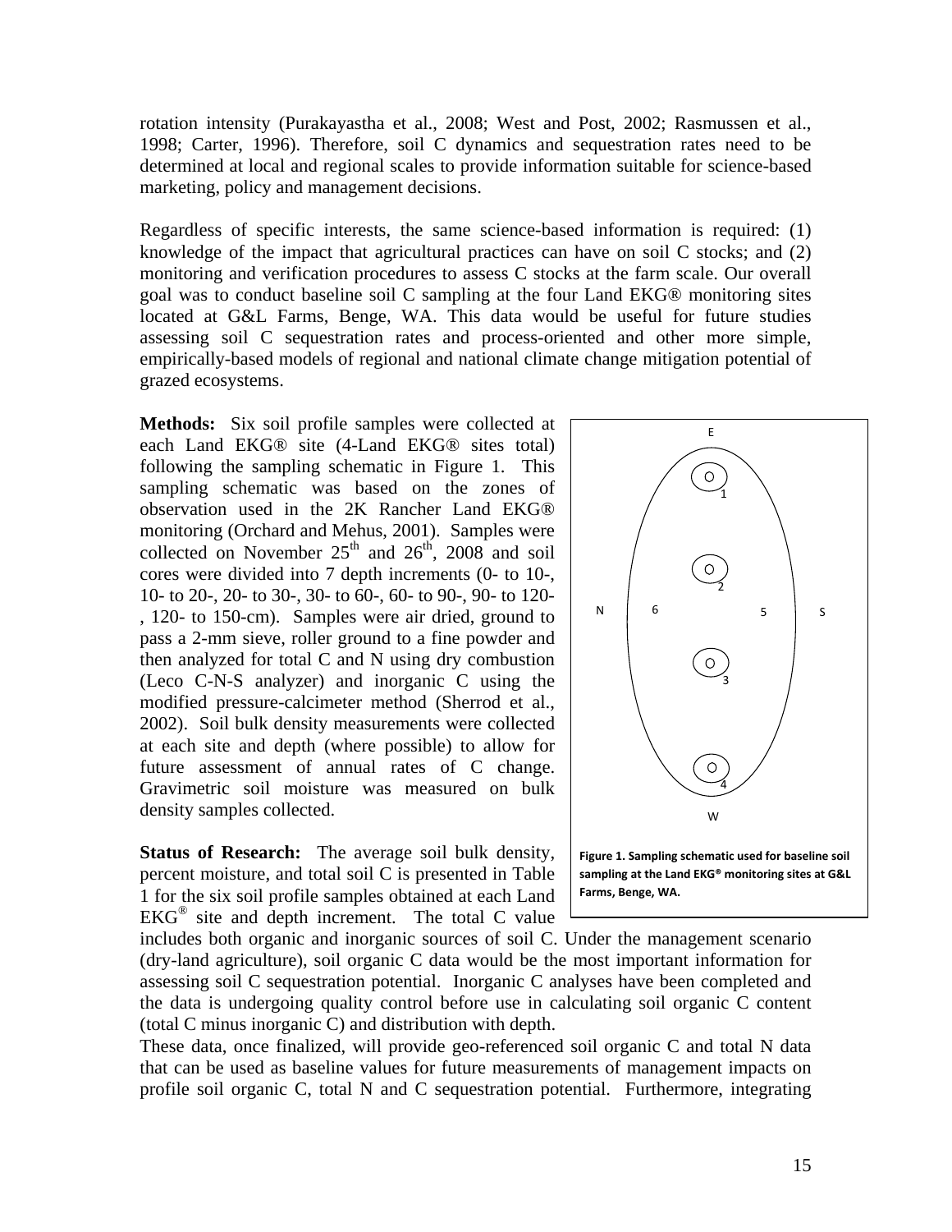rotation intensity (Purakayastha et al., 2008; West and Post, 2002; Rasmussen et al., 1998; Carter, 1996). Therefore, soil C dynamics and sequestration rates need to be determined at local and regional scales to provide information suitable for science-based marketing, policy and management decisions.

Regardless of specific interests, the same science-based information is required: (1) knowledge of the impact that agricultural practices can have on soil C stocks; and (2) monitoring and verification procedures to assess C stocks at the farm scale. Our overall goal was to conduct baseline soil C sampling at the four Land EKG® monitoring sites located at G&L Farms, Benge, WA. This data would be useful for future studies assessing soil C sequestration rates and process-oriented and other more simple, empirically-based models of regional and national climate change mitigation potential of grazed ecosystems.

**Methods:** Six soil profile samples were collected at each Land EKG® site (4-Land EKG® sites total) following the sampling schematic in Figure 1. This sampling schematic was based on the zones of observation used in the 2K Rancher Land EKG® monitoring (Orchard and Mehus, 2001). Samples were collected on November 25th and 26th, 2008 and soil cores were divided into 7 depth increments (0- to 10-, 10- to 20-, 20- to 30-, 30- to 60-, 60- to 90-, 90- to 120-, 120- to 150-cm). Samples were air dried, ground to pass a 2-mm sieve, roller ground to a fine powder and then analyzed for total C and N using dry combustion (Leco C-N-S analyzer) and inorganic C using the modified pressure-calcimeter method (Sherrod et al., 2002). Soil bulk density measurements were collected at each site and depth (where possible) to allow for future assessment of annual rates of C change. Gravimetric soil moisture was measured on bulk density samples collected.

E

O 1

O 2

N 6 5 S

O 3

O 4

W

**Figure 1. Sampling schematic used for baseline soil sampling at the Land EKG® monitoring sites at G&L Farms, Benge, WA.**

**Status of Research:** The average soil bulk density, percent moisture, and total soil C is presented in Table 1 for the six soil profile samples obtained at each Land EKG® site and depth increment. The total C value includes both organic and inorganic sources of soil C. Under the management scenario (dry-land agriculture), soil organic C data would be the most important information for assessing soil C sequestration potential. Inorganic C analyses have been completed and the data is undergoing quality control before use in calculating soil organic C content (total C minus inorganic C) and distribution with depth.

These data, once finalized, will provide geo-referenced soil organic C and total N data that can be used as baseline values for future measurements of management impacts on profile soil organic C, total N and C sequestration potential. Furthermore, integrating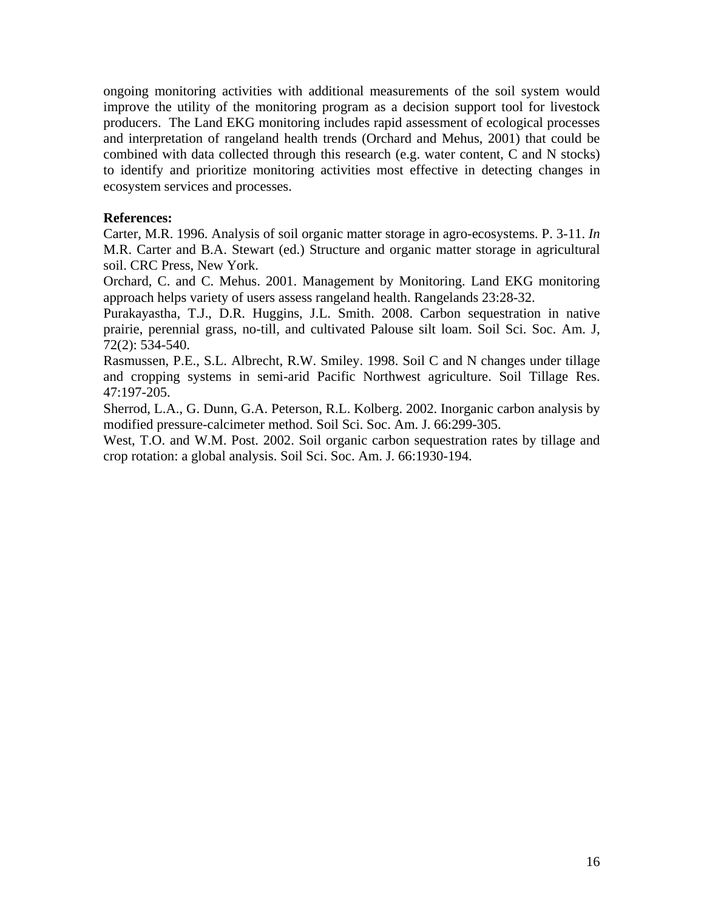ongoing monitoring activities with additional measurements of the soil system would improve the utility of the monitoring program as a decision support tool for livestock producers. The Land EKG monitoring includes rapid assessment of ecological processes and interpretation of rangeland health trends (Orchard and Mehus, 2001) that could be combined with data collected through this research (e.g. water content, C and N stocks) to identify and prioritize monitoring activities most effective in detecting changes in ecosystem services and processes.

**References:**

Carter, M.R. 1996. Analysis of soil organic matter storage in agro-ecosystems. P. 3-11. *In* M.R. Carter and B.A. Stewart (ed.) Structure and organic matter storage in agricultural soil. CRC Press, New York.

Orchard, C. and C. Mehus. 2001. Management by Monitoring. Land EKG monitoring approach helps variety of users assess rangeland health. Rangelands 23:28-32.

Purakayastha, T.J., D.R. Huggins, J.L. Smith. 2008. Carbon sequestration in native prairie, perennial grass, no-till, and cultivated Palouse silt loam. Soil Sci. Soc. Am. J, 72(2): 534-540.

Rasmussen, P.E., S.L. Albrecht, R.W. Smiley. 1998. Soil C and N changes under tillage and cropping systems in semi-arid Pacific Northwest agriculture. Soil Tillage Res. 47:197-205.

Sherrod, L.A., G. Dunn, G.A. Peterson, R.L. Kolberg. 2002. Inorganic carbon analysis by modified pressure-calcimeter method. Soil Sci. Soc. Am. J. 66:299-305.

West, T.O. and W.M. Post. 2002. Soil organic carbon sequestration rates by tillage and crop rotation: a global analysis. Soil Sci. Soc. Am. J. 66:1930-194.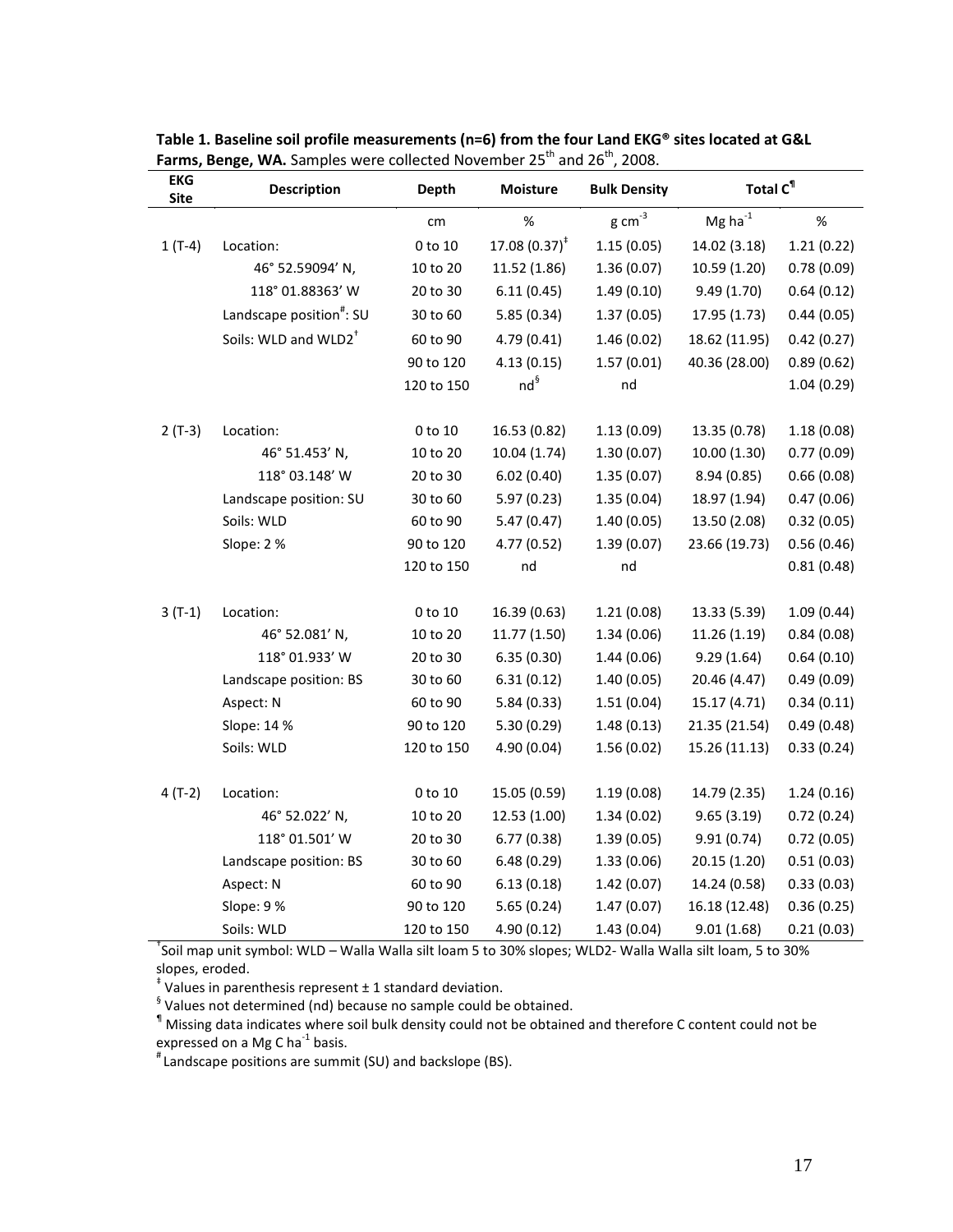**Table 1. Baseline soil profile measurements (n=6) from the four Land EKG® sites located at G&L Farms, Benge, WA.** Samples were collected November 25th and 26th, 2008.

| EKG Site | Description | Depth | Moisture | Bulk Density | Total C[¶] | |
|---|---|---|---|---|---|---|
| | | cm | % | g cm$^{-3}$ | Mg ha$^{-1}$ | % |
| 1 (T-4) | Location: | 0 to 10 | 17.08 (0.37)[‡] | 1.15 (0.05) | 14.02 (3.18) | 1.21 (0.22) |
| | 46° 52.59094' N, | 10 to 20 | 11.52 (1.86) | 1.36 (0.07) | 10.59 (1.20) | 0.78 (0.09) |
| | 118° 01.88363' W | 20 to 30 | 6.11 (0.45) | 1.49 (0.10) | 9.49 (1.70) | 0.64 (0.12) |
| | Landscape position[#]: SU | 30 to 60 | 5.85 (0.34) | 1.37 (0.05) | 17.95 (1.73) | 0.44 (0.05) |
| | Soils: WLD and WLD2[†] | 60 to 90 | 4.79 (0.41) | 1.46 (0.02) | 18.62 (11.95) | 0.42 (0.27) |
| | | 90 to 120 | 4.13 (0.15) | 1.57 (0.01) | 40.36 (28.00) | 0.89 (0.62) |
| | | 120 to 150 | nd[§] | nd | | 1.04 (0.29) |
| 2 (T-3) | Location: | 0 to 10 | 16.53 (0.82) | 1.13 (0.09) | 13.35 (0.78) | 1.18 (0.08) |
| | 46° 51.453' N, | 10 to 20 | 10.04 (1.74) | 1.30 (0.07) | 10.00 (1.30) | 0.77 (0.09) |
| | 118° 03.148' W | 20 to 30 | 6.02 (0.40) | 1.35 (0.07) | 8.94 (0.85) | 0.66 (0.08) |
| | Landscape position: SU | 30 to 60 | 5.97 (0.23) | 1.35 (0.04) | 18.97 (1.94) | 0.47 (0.06) |
| | Soils: WLD | 60 to 90 | 5.47 (0.47) | 1.40 (0.05) | 13.50 (2.08) | 0.32 (0.05) |
| | Slope: 2 % | 90 to 120 | 4.77 (0.52) | 1.39 (0.07) | 23.66 (19.73) | 0.56 (0.46) |
| | | 120 to 150 | nd | nd | | 0.81 (0.48) |
| 3 (T-1) | Location: | 0 to 10 | 16.39 (0.63) | 1.21 (0.08) | 13.33 (5.39) | 1.09 (0.44) |
| | 46° 52.081' N, | 10 to 20 | 11.77 (1.50) | 1.34 (0.06) | 11.26 (1.19) | 0.84 (0.08) |
| | 118° 01.933' W | 20 to 30 | 6.35 (0.30) | 1.44 (0.06) | 9.29 (1.64) | 0.64 (0.10) |
| | Landscape position: BS | 30 to 60 | 6.31 (0.12) | 1.40 (0.05) | 20.46 (4.47) | 0.49 (0.09) |
| | Aspect: N | 60 to 90 | 5.84 (0.33) | 1.51 (0.04) | 15.17 (4.71) | 0.34 (0.11) |
| | Slope: 14 % | 90 to 120 | 5.30 (0.29) | 1.48 (0.13) | 21.35 (21.54) | 0.49 (0.48) |
| | Soils: WLD | 120 to 150 | 4.90 (0.04) | 1.56 (0.02) | 15.26 (11.13) | 0.33 (0.24) |
| 4 (T-2) | Location: | 0 to 10 | 15.05 (0.59) | 1.19 (0.08) | 14.79 (2.35) | 1.24 (0.16) |
| | 46° 52.022' N, | 10 to 20 | 12.53 (1.00) | 1.34 (0.02) | 9.65 (3.19) | 0.72 (0.24) |
| | 118° 01.501' W | 20 to 30 | 6.77 (0.38) | 1.39 (0.05) | 9.91 (0.74) | 0.72 (0.05) |
| | Landscape position: BS | 30 to 60 | 6.48 (0.29) | 1.33 (0.06) | 20.15 (1.20) | 0.51 (0.03) |
| | Aspect: N | 60 to 90 | 6.13 (0.18) | 1.42 (0.07) | 14.24 (0.58) | 0.33 (0.03) |
| | Slope: 9 % | 90 to 120 | 5.65 (0.24) | 1.47 (0.07) | 16.18 (12.48) | 0.36 (0.25) |
| | Soils: WLD | 120 to 150 | 4.90 (0.12) | 1.43 (0.04) | 9.01 (1.68) | 0.21 (0.03) |

[†] Soil map unit symbol: WLD – Walla Walla silt loam 5 to 30% slopes; WLD2- Walla Walla silt loam, 5 to 30% slopes, eroded.

[‡] Values in parenthesis represent ± 1 standard deviation.

[§] Values not determined (nd) because no sample could be obtained.

[¶] Missing data indicates where soil bulk density could not be obtained and therefore C content could not be expressed on a Mg C ha$^{-1}$ basis.

[#] Landscape positions are summit (SU) and backslope (BS).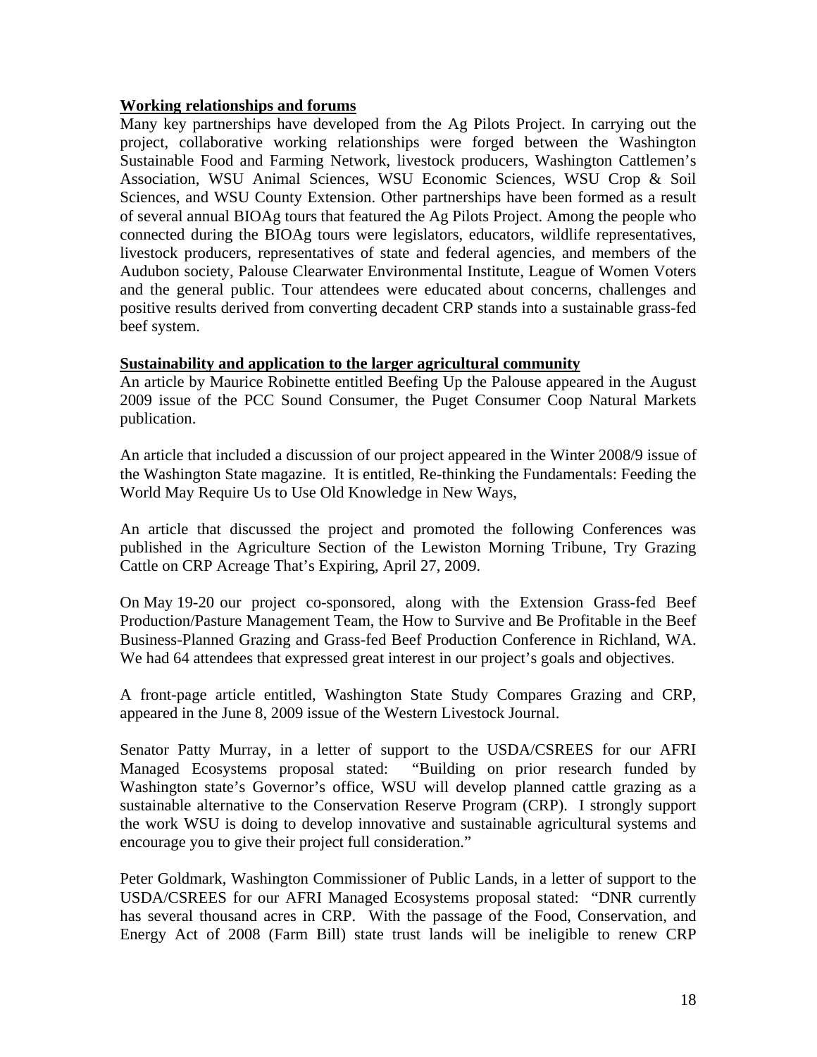**Working relationships and forums**

Many key partnerships have developed from the Ag Pilots Project. In carrying out the project, collaborative working relationships were forged between the Washington Sustainable Food and Farming Network, livestock producers, Washington Cattlemen's Association, WSU Animal Sciences, WSU Economic Sciences, WSU Crop & Soil Sciences, and WSU County Extension. Other partnerships have been formed as a result of several annual BIOAg tours that featured the Ag Pilots Project. Among the people who connected during the BIOAg tours were legislators, educators, wildlife representatives, livestock producers, representatives of state and federal agencies, and members of the Audubon society, Palouse Clearwater Environmental Institute, League of Women Voters and the general public. Tour attendees were educated about concerns, challenges and positive results derived from converting decadent CRP stands into a sustainable grass-fed beef system.

**Sustainability and application to the larger agricultural community**

An article by Maurice Robinette entitled Beefing Up the Palouse appeared in the August 2009 issue of the PCC Sound Consumer, the Puget Consumer Coop Natural Markets publication.

An article that included a discussion of our project appeared in the Winter 2008/9 issue of the Washington State magazine. It is entitled, Re-thinking the Fundamentals: Feeding the World May Require Us to Use Old Knowledge in New Ways,

An article that discussed the project and promoted the following Conferences was published in the Agriculture Section of the Lewiston Morning Tribune, Try Grazing Cattle on CRP Acreage That's Expiring, April 27, 2009.

On May 19-20 our project co-sponsored, along with the Extension Grass-fed Beef Production/Pasture Management Team, the How to Survive and Be Profitable in the Beef Business-Planned Grazing and Grass-fed Beef Production Conference in Richland, WA. We had 64 attendees that expressed great interest in our project's goals and objectives.

A front-page article entitled, Washington State Study Compares Grazing and CRP, appeared in the June 8, 2009 issue of the Western Livestock Journal.

Senator Patty Murray, in a letter of support to the USDA/CSREES for our AFRI Managed Ecosystems proposal stated: "Building on prior research funded by Washington state's Governor's office, WSU will develop planned cattle grazing as a sustainable alternative to the Conservation Reserve Program (CRP). I strongly support the work WSU is doing to develop innovative and sustainable agricultural systems and encourage you to give their project full consideration."

Peter Goldmark, Washington Commissioner of Public Lands, in a letter of support to the USDA/CSREES for our AFRI Managed Ecosystems proposal stated: "DNR currently has several thousand acres in CRP. With the passage of the Food, Conservation, and Energy Act of 2008 (Farm Bill) state trust lands will be ineligible to renew CRP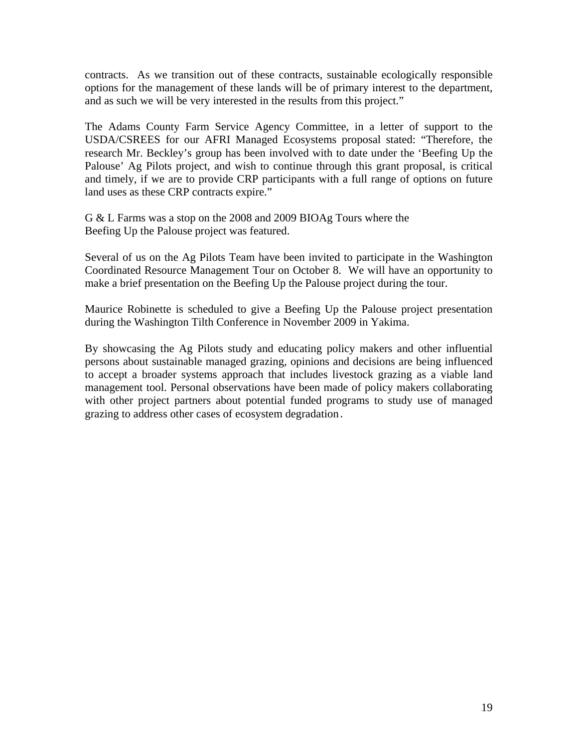contracts. As we transition out of these contracts, sustainable ecologically responsible options for the management of these lands will be of primary interest to the department, and as such we will be very interested in the results from this project."

The Adams County Farm Service Agency Committee, in a letter of support to the USDA/CSREES for our AFRI Managed Ecosystems proposal stated: "Therefore, the research Mr. Beckley's group has been involved with to date under the 'Beefing Up the Palouse' Ag Pilots project, and wish to continue through this grant proposal, is critical and timely, if we are to provide CRP participants with a full range of options on future land uses as these CRP contracts expire."

G & L Farms was a stop on the 2008 and 2009 BIOAg Tours where the Beefing Up the Palouse project was featured.

Several of us on the Ag Pilots Team have been invited to participate in the Washington Coordinated Resource Management Tour on October 8. We will have an opportunity to make a brief presentation on the Beefing Up the Palouse project during the tour.

Maurice Robinette is scheduled to give a Beefing Up the Palouse project presentation during the Washington Tilth Conference in November 2009 in Yakima.

By showcasing the Ag Pilots study and educating policy makers and other influential persons about sustainable managed grazing, opinions and decisions are being influenced to accept a broader systems approach that includes livestock grazing as a viable land management tool. Personal observations have been made of policy makers collaborating with other project partners about potential funded programs to study use of managed grazing to address other cases of ecosystem degradation.